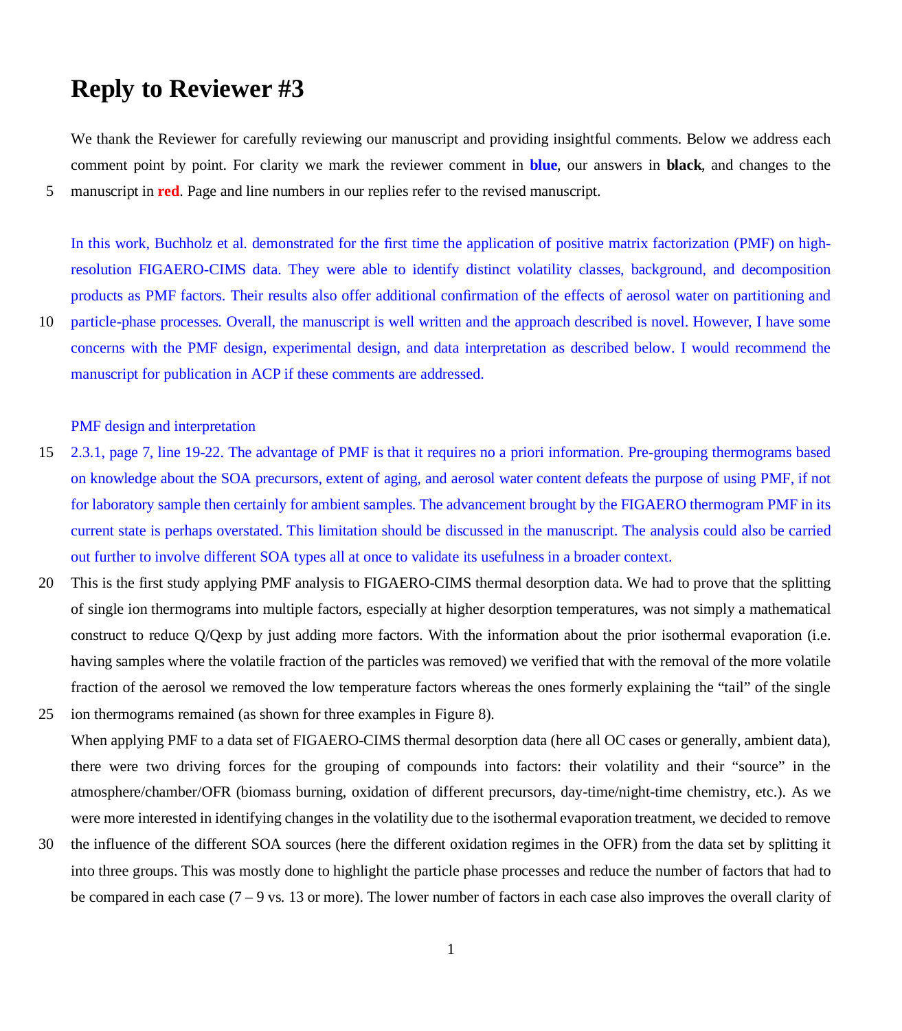# Reply to Reviewer #3

We thank the Reviewer for carefully reviewing our manuscript and providing insightful comments. Below we address each comment point by point. For clarity we mark the reviewer comment in **blue**, our answers in **black**, and changes to the manuscript in **red**. Page and line numbers in our replies refer to the revised manuscript.

In this work, Buchholz et al. demonstrated for the first time the application of positive matrix factorization (PMF) on high-resolution FIGAERO-CIMS data. They were able to identify distinct volatility classes, background, and decomposition products as PMF factors. Their results also offer additional confirmation of the effects of aerosol water on partitioning and particle-phase processes. Overall, the manuscript is well written and the approach described is novel. However, I have some concerns with the PMF design, experimental design, and data interpretation as described below. I would recommend the manuscript for publication in ACP if these comments are addressed.

PMF design and interpretation

2.3.1, page 7, line 19-22. The advantage of PMF is that it requires no a priori information. Pre-grouping thermograms based on knowledge about the SOA precursors, extent of aging, and aerosol water content defeats the purpose of using PMF, if not for laboratory sample then certainly for ambient samples. The advancement brought by the FIGAERO thermogram PMF in its current state is perhaps overstated. This limitation should be discussed in the manuscript. The analysis could also be carried out further to involve different SOA types all at once to validate its usefulness in a broader context.

This is the first study applying PMF analysis to FIGAERO-CIMS thermal desorption data. We had to prove that the splitting of single ion thermograms into multiple factors, especially at higher desorption temperatures, was not simply a mathematical construct to reduce Q/Qexp by just adding more factors. With the information about the prior isothermal evaporation (i.e. having samples where the volatile fraction of the particles was removed) we verified that with the removal of the more volatile fraction of the aerosol we removed the low temperature factors whereas the ones formerly explaining the "tail" of the single ion thermograms remained (as shown for three examples in Figure 8).

When applying PMF to a data set of FIGAERO-CIMS thermal desorption data (here all OC cases or generally, ambient data), there were two driving forces for the grouping of compounds into factors: their volatility and their "source" in the atmosphere/chamber/OFR (biomass burning, oxidation of different precursors, day-time/night-time chemistry, etc.). As we were more interested in identifying changes in the volatility due to the isothermal evaporation treatment, we decided to remove the influence of the different SOA sources (here the different oxidation regimes in the OFR) from the data set by splitting it into three groups. This was mostly done to highlight the particle phase processes and reduce the number of factors that had to be compared in each case (7 – 9 vs. 13 or more). The lower number of factors in each case also improves the overall clarity of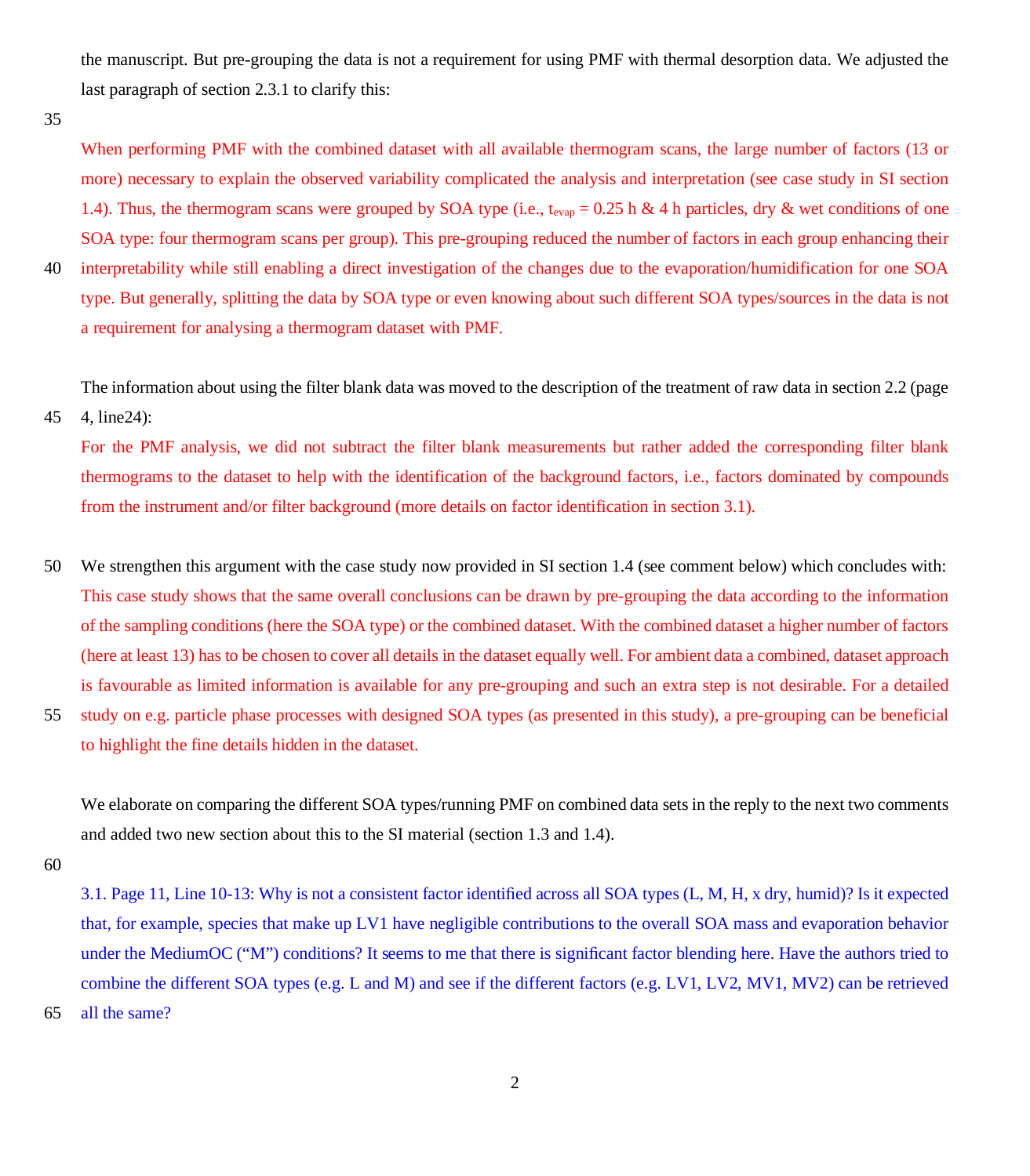the manuscript. But pre-grouping the data is not a requirement for using PMF with thermal desorption data. We adjusted the last paragraph of section 2.3.1 to clarify this:

When performing PMF with the combined dataset with all available thermogram scans, the large number of factors (13 or more) necessary to explain the observed variability complicated the analysis and interpretation (see case study in SI section 1.4). Thus, the thermogram scans were grouped by SOA type (i.e., $t_{evap}$ = 0.25 h & 4 h particles, dry & wet conditions of one SOA type: four thermogram scans per group). This pre-grouping reduced the number of factors in each group enhancing their interpretability while still enabling a direct investigation of the changes due to the evaporation/humidification for one SOA type. But generally, splitting the data by SOA type or even knowing about such different SOA types/sources in the data is not a requirement for analysing a thermogram dataset with PMF.

The information about using the filter blank data was moved to the description of the treatment of raw data in section 2.2 (page 4, line24):

For the PMF analysis, we did not subtract the filter blank measurements but rather added the corresponding filter blank thermograms to the dataset to help with the identification of the background factors, i.e., factors dominated by compounds from the instrument and/or filter background (more details on factor identification in section 3.1).

We strengthen this argument with the case study now provided in SI section 1.4 (see comment below) which concludes with:

This case study shows that the same overall conclusions can be drawn by pre-grouping the data according to the information of the sampling conditions (here the SOA type) or the combined dataset. With the combined dataset a higher number of factors (here at least 13) has to be chosen to cover all details in the dataset equally well. For ambient data a combined, dataset approach is favourable as limited information is available for any pre-grouping and such an extra step is not desirable. For a detailed study on e.g. particle phase processes with designed SOA types (as presented in this study), a pre-grouping can be beneficial to highlight the fine details hidden in the dataset.

We elaborate on comparing the different SOA types/running PMF on combined data sets in the reply to the next two comments and added two new section about this to the SI material (section 1.3 and 1.4).

3.1. Page 11, Line 10-13: Why is not a consistent factor identified across all SOA types (L, M, H, x dry, humid)? Is it expected that, for example, species that make up LV1 have negligible contributions to the overall SOA mass and evaporation behavior under the MediumOC ("M") conditions? It seems to me that there is significant factor blending here. Have the authors tried to combine the different SOA types (e.g. L and M) and see if the different factors (e.g. LV1, LV2, MV1, MV2) can be retrieved all the same?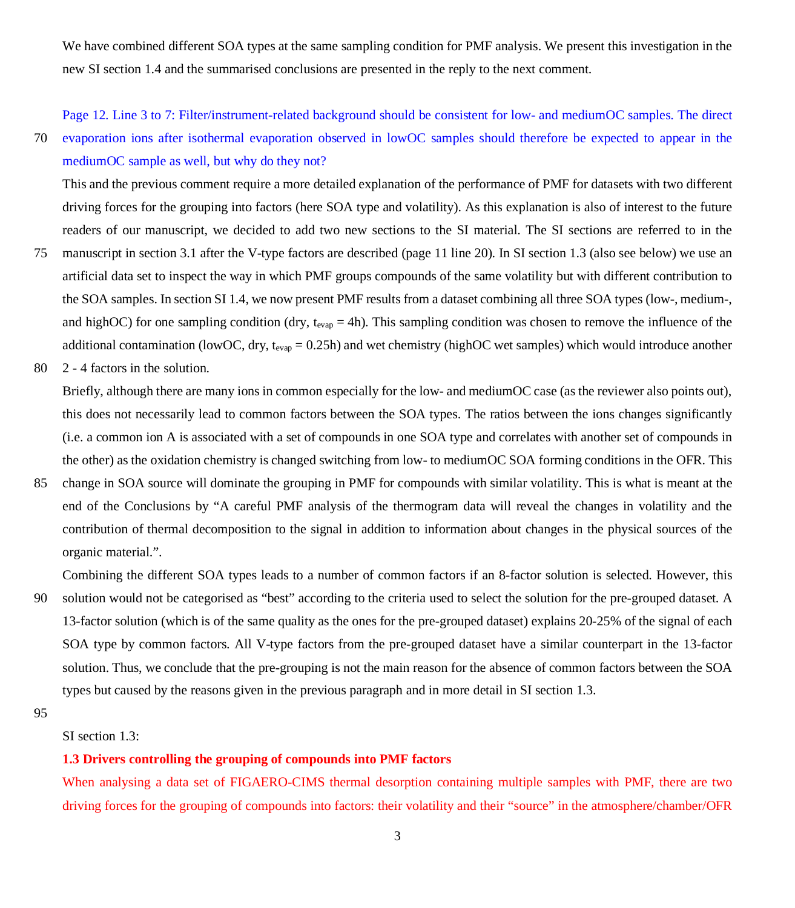We have combined different SOA types at the same sampling condition for PMF analysis. We present this investigation in the new SI section 1.4 and the summarised conclusions are presented in the reply to the next comment.

Page 12. Line 3 to 7: Filter/instrument-related background should be consistent for low- and mediumOC samples. The direct evaporation ions after isothermal evaporation observed in lowOC samples should therefore be expected to appear in the mediumOC sample as well, but why do they not?

This and the previous comment require a more detailed explanation of the performance of PMF for datasets with two different driving forces for the grouping into factors (here SOA type and volatility). As this explanation is also of interest to the future readers of our manuscript, we decided to add two new sections to the SI material. The SI sections are referred to in the manuscript in section 3.1 after the V-type factors are described (page 11 line 20). In SI section 1.3 (also see below) we use an artificial data set to inspect the way in which PMF groups compounds of the same volatility but with different contribution to the SOA samples. In section SI 1.4, we now present PMF results from a dataset combining all three SOA types (low-, medium-, and highOC) for one sampling condition (dry, $t_{evap}$ = 4h). This sampling condition was chosen to remove the influence of the additional contamination (lowOC, dry, $t_{evap}$ = 0.25h) and wet chemistry (highOC wet samples) which would introduce another 2 - 4 factors in the solution.

Briefly, although there are many ions in common especially for the low- and mediumOC case (as the reviewer also points out), this does not necessarily lead to common factors between the SOA types. The ratios between the ions changes significantly (i.e. a common ion A is associated with a set of compounds in one SOA type and correlates with another set of compounds in the other) as the oxidation chemistry is changed switching from low- to mediumOC SOA forming conditions in the OFR. This change in SOA source will dominate the grouping in PMF for compounds with similar volatility. This is what is meant at the end of the Conclusions by "A careful PMF analysis of the thermogram data will reveal the changes in volatility and the contribution of thermal decomposition to the signal in addition to information about changes in the physical sources of the organic material.".

Combining the different SOA types leads to a number of common factors if an 8-factor solution is selected. However, this solution would not be categorised as "best" according to the criteria used to select the solution for the pre-grouped dataset. A 13-factor solution (which is of the same quality as the ones for the pre-grouped dataset) explains 20-25% of the signal of each SOA type by common factors. All V-type factors from the pre-grouped dataset have a similar counterpart in the 13-factor solution. Thus, we conclude that the pre-grouping is not the main reason for the absence of common factors between the SOA types but caused by the reasons given in the previous paragraph and in more detail in SI section 1.3.

SI section 1.3:

### 1.3 Drivers controlling the grouping of compounds into PMF factors

When analysing a data set of FIGAERO-CIMS thermal desorption containing multiple samples with PMF, there are two driving forces for the grouping of compounds into factors: their volatility and their "source" in the atmosphere/chamber/OFR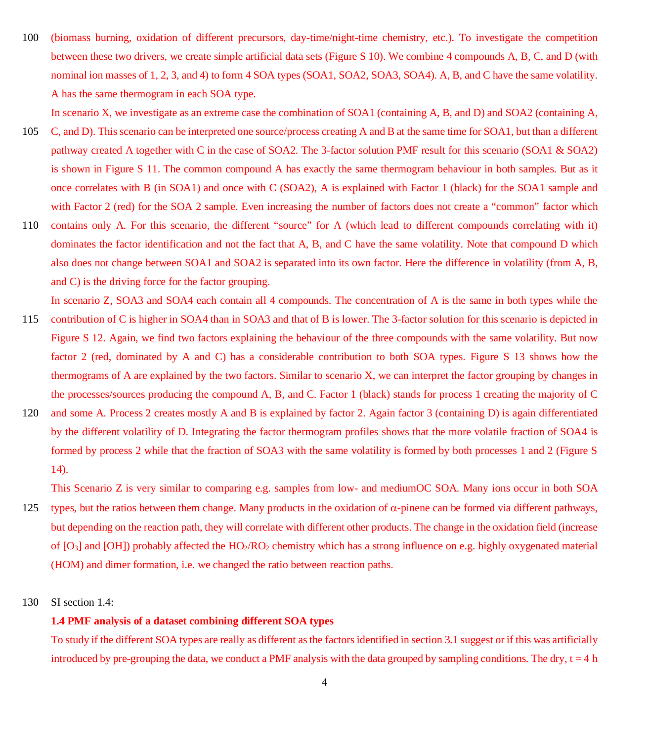(biomass burning, oxidation of different precursors, day-time/night-time chemistry, etc.). To investigate the competition between these two drivers, we create simple artificial data sets (Figure S 10). We combine 4 compounds A, B, C, and D (with nominal ion masses of 1, 2, 3, and 4) to form 4 SOA types (SOA1, SOA2, SOA3, SOA4). A, B, and C have the same volatility. A has the same thermogram in each SOA type.

In scenario X, we investigate as an extreme case the combination of SOA1 (containing A, B, and D) and SOA2 (containing A, C, and D). This scenario can be interpreted one source/process creating A and B at the same time for SOA1, but than a different pathway created A together with C in the case of SOA2. The 3-factor solution PMF result for this scenario (SOA1 & SOA2) is shown in Figure S 11. The common compound A has exactly the same thermogram behaviour in both samples. But as it once correlates with B (in SOA1) and once with C (SOA2), A is explained with Factor 1 (black) for the SOA1 sample and with Factor 2 (red) for the SOA 2 sample. Even increasing the number of factors does not create a "common" factor which contains only A. For this scenario, the different "source" for A (which lead to different compounds correlating with it) dominates the factor identification and not the fact that A, B, and C have the same volatility. Note that compound D which also does not change between SOA1 and SOA2 is separated into its own factor. Here the difference in volatility (from A, B, and C) is the driving force for the factor grouping.

In scenario Z, SOA3 and SOA4 each contain all 4 compounds. The concentration of A is the same in both types while the contribution of C is higher in SOA4 than in SOA3 and that of B is lower. The 3-factor solution for this scenario is depicted in Figure S 12. Again, we find two factors explaining the behaviour of the three compounds with the same volatility. But now factor 2 (red, dominated by A and C) has a considerable contribution to both SOA types. Figure S 13 shows how the thermograms of A are explained by the two factors. Similar to scenario X, we can interpret the factor grouping by changes in the processes/sources producing the compound A, B, and C. Factor 1 (black) stands for process 1 creating the majority of C and some A. Process 2 creates mostly A and B is explained by factor 2. Again factor 3 (containing D) is again differentiated by the different volatility of D. Integrating the factor thermogram profiles shows that the more volatile fraction of SOA4 is formed by process 2 while that the fraction of SOA3 with the same volatility is formed by both processes 1 and 2 (Figure S 14).

This Scenario Z is very similar to comparing e.g. samples from low- and mediumOC SOA. Many ions occur in both SOA types, but the ratios between them change. Many products in the oxidation of α-pinene can be formed via different pathways, but depending on the reaction path, they will correlate with different other products. The change in the oxidation field (increase of [$O_3$] and [OH]) probably affected the $HO_2$/$RO_2$ chemistry which has a strong influence on e.g. highly oxygenated material (HOM) and dimer formation, i.e. we changed the ratio between reaction paths.

SI section 1.4:

**1.4 PMF analysis of a dataset combining different SOA types**

To study if the different SOA types are really as different as the factors identified in section 3.1 suggest or if this was artificially introduced by pre-grouping the data, we conduct a PMF analysis with the data grouped by sampling conditions. The dry, t = 4 h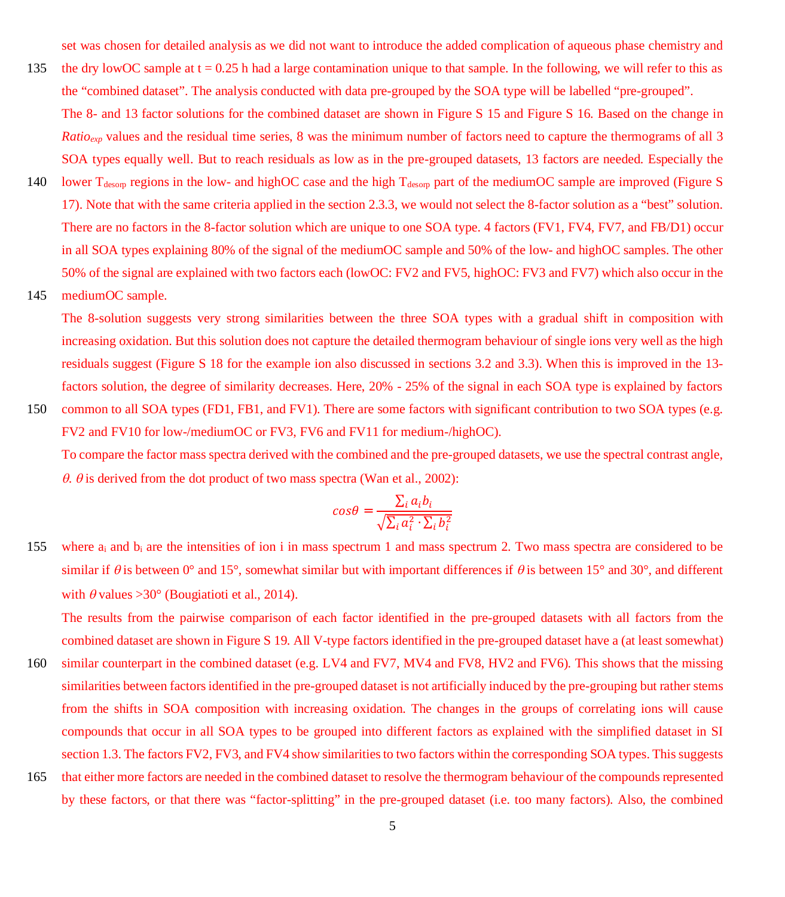set was chosen for detailed analysis as we did not want to introduce the added complication of aqueous phase chemistry and the dry lowOC sample at t = 0.25 h had a large contamination unique to that sample. In the following, we will refer to this as the "combined dataset". The analysis conducted with data pre-grouped by the SOA type will be labelled "pre-grouped".

The 8- and 13 factor solutions for the combined dataset are shown in Figure S 15 and Figure S 16. Based on the change in $Ratio_{exp}$ values and the residual time series, 8 was the minimum number of factors need to capture the thermograms of all 3 SOA types equally well. But to reach residuals as low as in the pre-grouped datasets, 13 factors are needed. Especially the lower $T_{desorp}$ regions in the low- and highOC case and the high $T_{desorp}$ part of the mediumOC sample are improved (Figure S 17). Note that with the same criteria applied in the section 2.3.3, we would not select the 8-factor solution as a "best" solution. There are no factors in the 8-factor solution which are unique to one SOA type. 4 factors (FV1, FV4, FV7, and FB/D1) occur in all SOA types explaining 80% of the signal of the mediumOC sample and 50% of the low- and highOC samples. The other 50% of the signal are explained with two factors each (lowOC: FV2 and FV5, highOC: FV3 and FV7) which also occur in the mediumOC sample.

The 8-solution suggests very strong similarities between the three SOA types with a gradual shift in composition with increasing oxidation. But this solution does not capture the detailed thermogram behaviour of single ions very well as the high residuals suggest (Figure S 18 for the example ion also discussed in sections 3.2 and 3.3). When this is improved in the 13-factors solution, the degree of similarity decreases. Here, 20% - 25% of the signal in each SOA type is explained by factors common to all SOA types (FD1, FB1, and FV1). There are some factors with significant contribution to two SOA types (e.g. FV2 and FV10 for low-/mediumOC or FV3, FV6 and FV11 for medium-/highOC).

To compare the factor mass spectra derived with the combined and the pre-grouped datasets, we use the spectral contrast angle, $\theta$. $\theta$ is derived from the dot product of two mass spectra (Wan et al., 2002):

$$cos\theta = \frac{\sum_i a_i b_i}{\sqrt{\sum_i a_i^2 \cdot \sum_i b_i^2}}$$

where $a_i$ and $b_i$ are the intensities of ion i in mass spectrum 1 and mass spectrum 2. Two mass spectra are considered to be similar if $\theta$ is between 0° and 15°, somewhat similar but with important differences if $\theta$ is between 15° and 30°, and different with $\theta$ values >30° (Bougiatioti et al., 2014).

The results from the pairwise comparison of each factor identified in the pre-grouped datasets with all factors from the combined dataset are shown in Figure S 19. All V-type factors identified in the pre-grouped dataset have a (at least somewhat) similar counterpart in the combined dataset (e.g. LV4 and FV7, MV4 and FV8, HV2 and FV6). This shows that the missing similarities between factors identified in the pre-grouped dataset is not artificially induced by the pre-grouping but rather stems from the shifts in SOA composition with increasing oxidation. The changes in the groups of correlating ions will cause compounds that occur in all SOA types to be grouped into different factors as explained with the simplified dataset in SI section 1.3. The factors FV2, FV3, and FV4 show similarities to two factors within the corresponding SOA types. This suggests that either more factors are needed in the combined dataset to resolve the thermogram behaviour of the compounds represented by these factors, or that there was "factor-splitting" in the pre-grouped dataset (i.e. too many factors). Also, the combined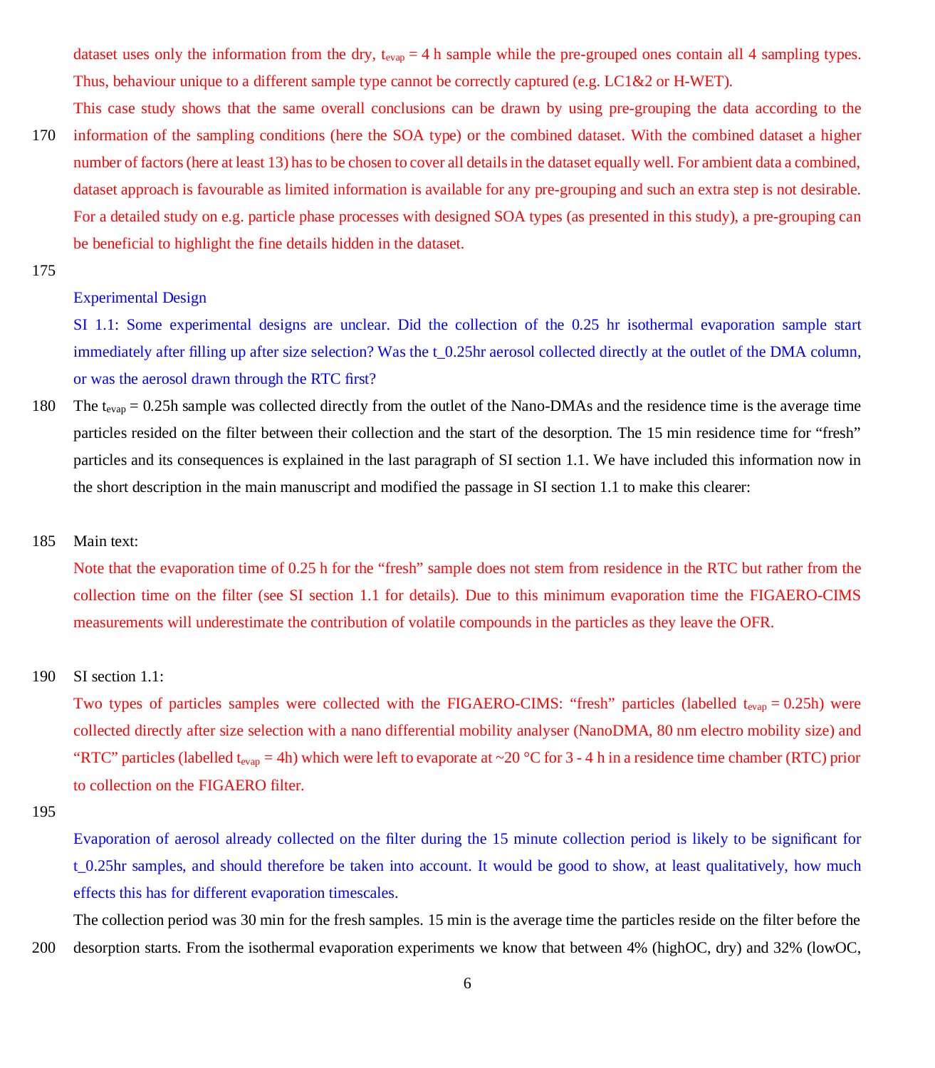dataset uses only the information from the dry, $t_{evap}$ = 4 h sample while the pre-grouped ones contain all 4 sampling types. Thus, behaviour unique to a different sample type cannot be correctly captured (e.g. LC1&2 or H-WET).

This case study shows that the same overall conclusions can be drawn by using pre-grouping the data according to the information of the sampling conditions (here the SOA type) or the combined dataset. With the combined dataset a higher number of factors (here at least 13) has to be chosen to cover all details in the dataset equally well. For ambient data a combined, dataset approach is favourable as limited information is available for any pre-grouping and such an extra step is not desirable. For a detailed study on e.g. particle phase processes with designed SOA types (as presented in this study), a pre-grouping can be beneficial to highlight the fine details hidden in the dataset.

Experimental Design

SI 1.1: Some experimental designs are unclear. Did the collection of the 0.25 hr isothermal evaporation sample start immediately after filling up after size selection? Was the t_0.25hr aerosol collected directly at the outlet of the DMA column, or was the aerosol drawn through the RTC first?

The $t_{evap}$ = 0.25h sample was collected directly from the outlet of the Nano-DMAs and the residence time is the average time particles resided on the filter between their collection and the start of the desorption. The 15 min residence time for "fresh" particles and its consequences is explained in the last paragraph of SI section 1.1. We have included this information now in the short description in the main manuscript and modified the passage in SI section 1.1 to make this clearer:

Main text:

Note that the evaporation time of 0.25 h for the "fresh" sample does not stem from residence in the RTC but rather from the collection time on the filter (see SI section 1.1 for details). Due to this minimum evaporation time the FIGAERO-CIMS measurements will underestimate the contribution of volatile compounds in the particles as they leave the OFR.

SI section 1.1:

Two types of particles samples were collected with the FIGAERO-CIMS: "fresh" particles (labelled $t_{evap}$ = 0.25h) were collected directly after size selection with a nano differential mobility analyser (NanoDMA, 80 nm electro mobility size) and "RTC" particles (labelled $t_{evap}$ = 4h) which were left to evaporate at ~20 °C for 3 - 4 h in a residence time chamber (RTC) prior to collection on the FIGAERO filter.

Evaporation of aerosol already collected on the filter during the 15 minute collection period is likely to be significant for t_0.25hr samples, and should therefore be taken into account. It would be good to show, at least qualitatively, how much effects this has for different evaporation timescales.

The collection period was 30 min for the fresh samples. 15 min is the average time the particles reside on the filter before the desorption starts. From the isothermal evaporation experiments we know that between 4% (highOC, dry) and 32% (lowOC,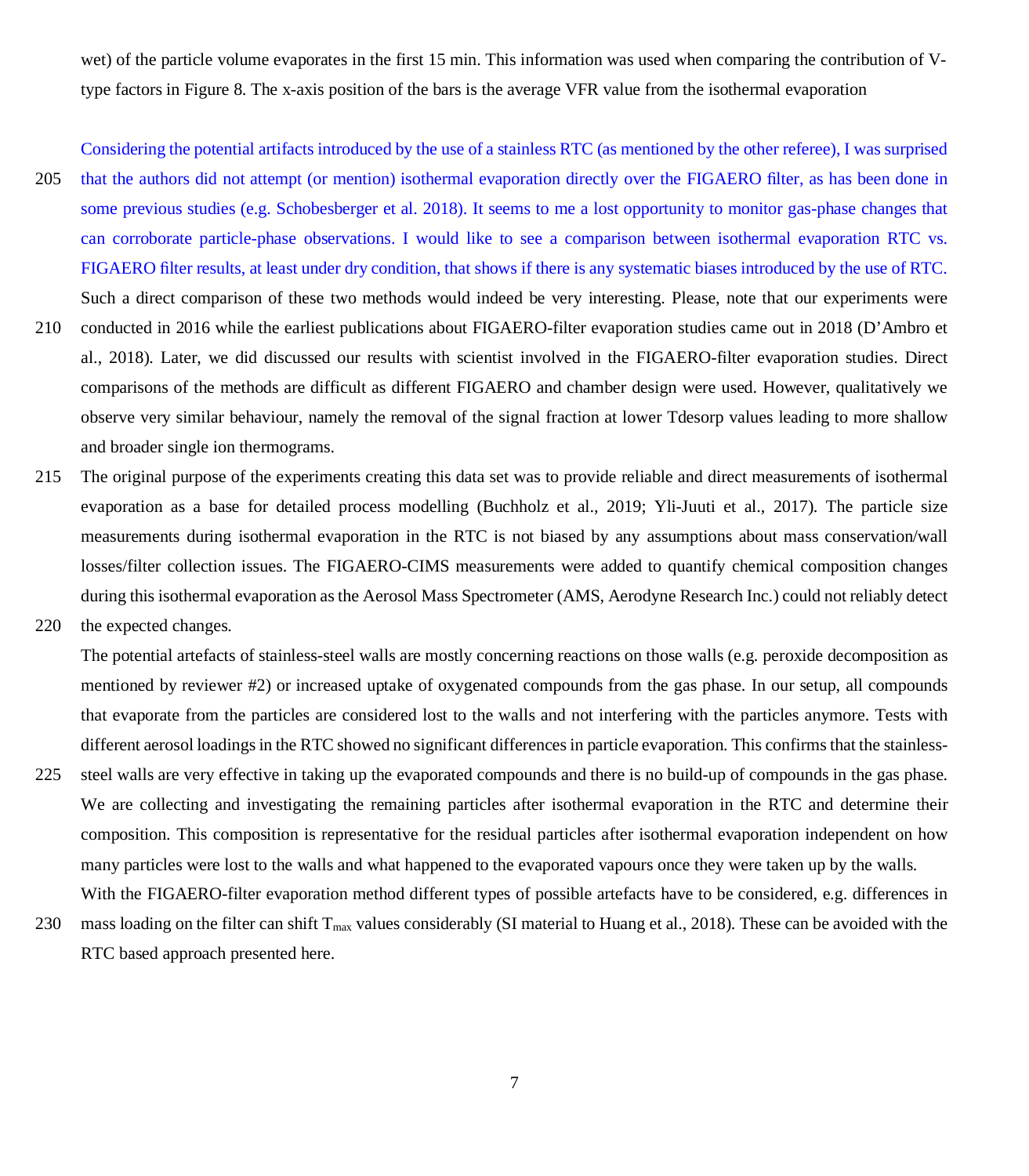wet) of the particle volume evaporates in the first 15 min. This information was used when comparing the contribution of V-type factors in Figure 8. The x-axis position of the bars is the average VFR value from the isothermal evaporation

Considering the potential artifacts introduced by the use of a stainless RTC (as mentioned by the other referee), I was surprised that the authors did not attempt (or mention) isothermal evaporation directly over the FIGAERO filter, as has been done in some previous studies (e.g. Schobesberger et al. 2018). It seems to me a lost opportunity to monitor gas-phase changes that can corroborate particle-phase observations. I would like to see a comparison between isothermal evaporation RTC vs. FIGAERO filter results, at least under dry condition, that shows if there is any systematic biases introduced by the use of RTC.

Such a direct comparison of these two methods would indeed be very interesting. Please, note that our experiments were conducted in 2016 while the earliest publications about FIGAERO-filter evaporation studies came out in 2018 (D'Ambro et al., 2018). Later, we did discussed our results with scientist involved in the FIGAERO-filter evaporation studies. Direct comparisons of the methods are difficult as different FIGAERO and chamber design were used. However, qualitatively we observe very similar behaviour, namely the removal of the signal fraction at lower Tdesorp values leading to more shallow and broader single ion thermograms.

The original purpose of the experiments creating this data set was to provide reliable and direct measurements of isothermal evaporation as a base for detailed process modelling (Buchholz et al., 2019; Yli-Juuti et al., 2017). The particle size measurements during isothermal evaporation in the RTC is not biased by any assumptions about mass conservation/wall losses/filter collection issues. The FIGAERO-CIMS measurements were added to quantify chemical composition changes during this isothermal evaporation as the Aerosol Mass Spectrometer (AMS, Aerodyne Research Inc.) could not reliably detect the expected changes.

The potential artefacts of stainless-steel walls are mostly concerning reactions on those walls (e.g. peroxide decomposition as mentioned by reviewer #2) or increased uptake of oxygenated compounds from the gas phase. In our setup, all compounds that evaporate from the particles are considered lost to the walls and not interfering with the particles anymore. Tests with different aerosol loadings in the RTC showed no significant differences in particle evaporation. This confirms that the stainless-steel walls are very effective in taking up the evaporated compounds and there is no build-up of compounds in the gas phase. We are collecting and investigating the remaining particles after isothermal evaporation in the RTC and determine their composition. This composition is representative for the residual particles after isothermal evaporation independent on how many particles were lost to the walls and what happened to the evaporated vapours once they were taken up by the walls.

With the FIGAERO-filter evaporation method different types of possible artefacts have to be considered, e.g. differences in mass loading on the filter can shift $T_{max}$ values considerably (SI material to Huang et al., 2018). These can be avoided with the RTC based approach presented here.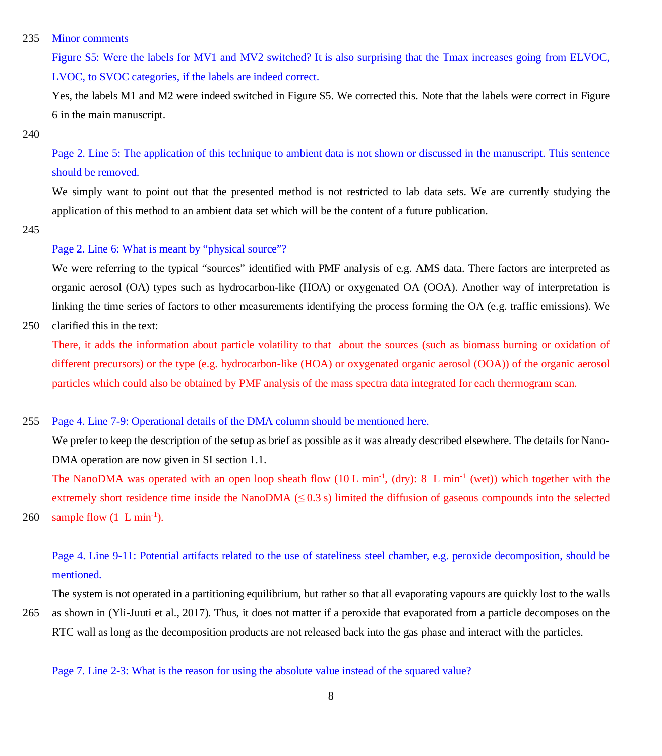Minor comments

Figure S5: Were the labels for MV1 and MV2 switched? It is also surprising that the Tmax increases going from ELVOC, LVOC, to SVOC categories, if the labels are indeed correct.

Yes, the labels M1 and M2 were indeed switched in Figure S5. We corrected this. Note that the labels were correct in Figure 6 in the main manuscript.

Page 2. Line 5: The application of this technique to ambient data is not shown or discussed in the manuscript. This sentence should be removed.

We simply want to point out that the presented method is not restricted to lab data sets. We are currently studying the application of this method to an ambient data set which will be the content of a future publication.

Page 2. Line 6: What is meant by "physical source"?

We were referring to the typical "sources" identified with PMF analysis of e.g. AMS data. There factors are interpreted as organic aerosol (OA) types such as hydrocarbon-like (HOA) or oxygenated OA (OOA). Another way of interpretation is linking the time series of factors to other measurements identifying the process forming the OA (e.g. traffic emissions). We clarified this in the text:

There, it adds the information about particle volatility to that about the sources (such as biomass burning or oxidation of different precursors) or the type (e.g. hydrocarbon-like (HOA) or oxygenated organic aerosol (OOA)) of the organic aerosol particles which could also be obtained by PMF analysis of the mass spectra data integrated for each thermogram scan.

Page 4. Line 7-9: Operational details of the DMA column should be mentioned here.

We prefer to keep the description of the setup as brief as possible as it was already described elsewhere. The details for Nano-DMA operation are now given in SI section 1.1.

The NanoDMA was operated with an open loop sheath flow (10 L min$^{-1}$, (dry): 8 L min$^{-1}$ (wet)) which together with the extremely short residence time inside the NanoDMA ($\leq$ 0.3 s) limited the diffusion of gaseous compounds into the selected sample flow (1 L min$^{-1}$).

Page 4. Line 9-11: Potential artifacts related to the use of stateliness steel chamber, e.g. peroxide decomposition, should be mentioned.

The system is not operated in a partitioning equilibrium, but rather so that all evaporating vapours are quickly lost to the walls as shown in (Yli-Juuti et al., 2017). Thus, it does not matter if a peroxide that evaporated from a particle decomposes on the RTC wall as long as the decomposition products are not released back into the gas phase and interact with the particles.

Page 7. Line 2-3: What is the reason for using the absolute value instead of the squared value?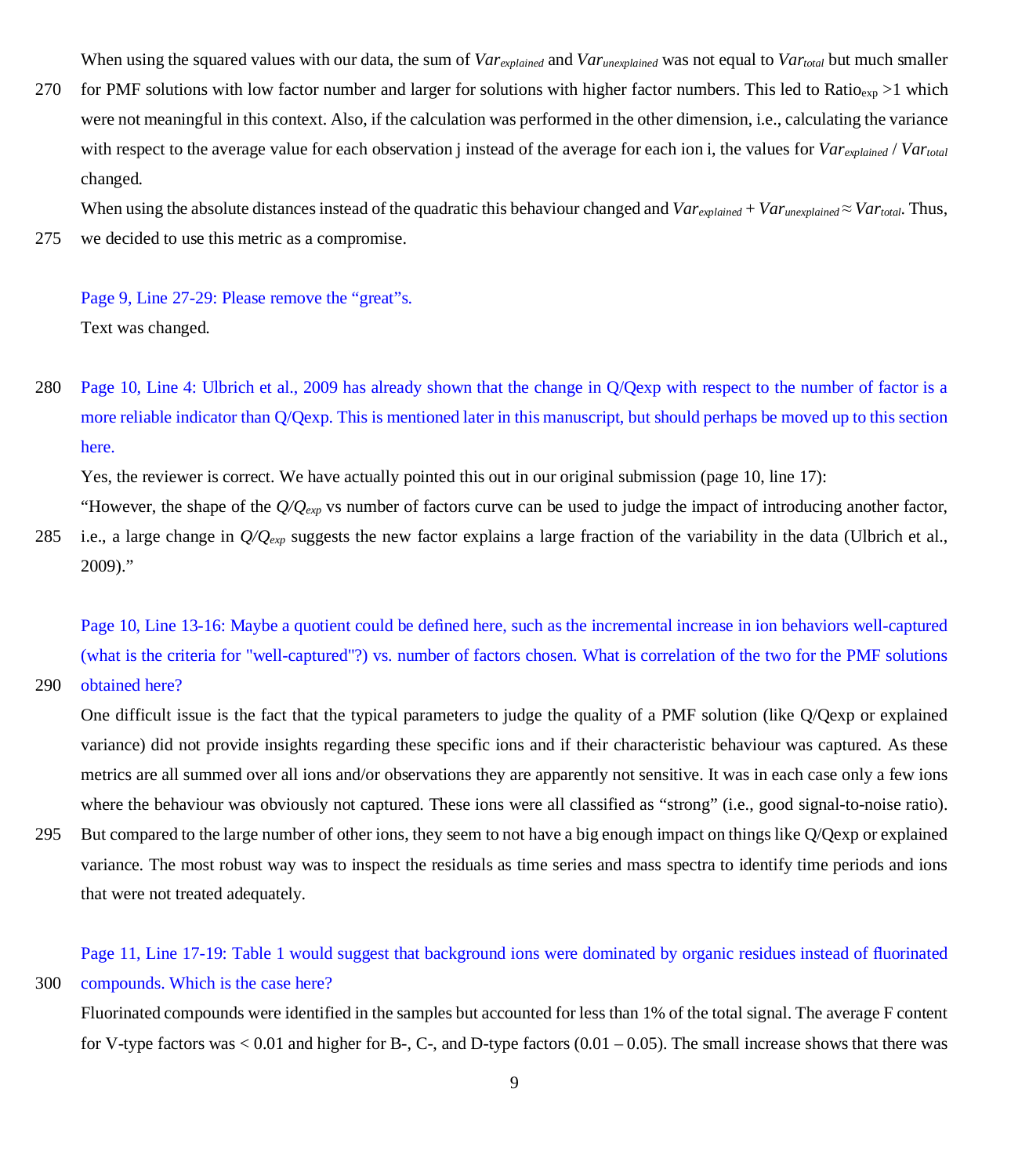When using the squared values with our data, the sum of $Var_{explained}$ and $Var_{unexplained}$ was not equal to $Var_{total}$ but much smaller for PMF solutions with low factor number and larger for solutions with higher factor numbers. This led to $Ratio_{exp} > 1$ which were not meaningful in this context. Also, if the calculation was performed in the other dimension, i.e., calculating the variance with respect to the average value for each observation j instead of the average for each ion i, the values for $Var_{explained}$ / $Var_{total}$ changed.

When using the absolute distances instead of the quadratic this behaviour changed and $Var_{explained} + Var_{unexplained} \approx Var_{total}$. Thus, we decided to use this metric as a compromise.

Page 9, Line 27-29: Please remove the "great"s.

Text was changed.

Page 10, Line 4: Ulbrich et al., 2009 has already shown that the change in Q/Qexp with respect to the number of factor is a more reliable indicator than Q/Qexp. This is mentioned later in this manuscript, but should perhaps be moved up to this section here.

Yes, the reviewer is correct. We have actually pointed this out in our original submission (page 10, line 17):

"However, the shape of the $Q/Q_{exp}$ vs number of factors curve can be used to judge the impact of introducing another factor, i.e., a large change in $Q/Q_{exp}$ suggests the new factor explains a large fraction of the variability in the data (Ulbrich et al., 2009)."

Page 10, Line 13-16: Maybe a quotient could be defined here, such as the incremental increase in ion behaviors well-captured (what is the criteria for "well-captured"?) vs. number of factors chosen. What is correlation of the two for the PMF solutions obtained here?

One difficult issue is the fact that the typical parameters to judge the quality of a PMF solution (like Q/Qexp or explained variance) did not provide insights regarding these specific ions and if their characteristic behaviour was captured. As these metrics are all summed over all ions and/or observations they are apparently not sensitive. It was in each case only a few ions where the behaviour was obviously not captured. These ions were all classified as "strong" (i.e., good signal-to-noise ratio). But compared to the large number of other ions, they seem to not have a big enough impact on things like Q/Qexp or explained variance. The most robust way was to inspect the residuals as time series and mass spectra to identify time periods and ions that were not treated adequately.

Page 11, Line 17-19: Table 1 would suggest that background ions were dominated by organic residues instead of fluorinated compounds. Which is the case here?

Fluorinated compounds were identified in the samples but accounted for less than 1% of the total signal. The average F content for V-type factors was < 0.01 and higher for B-, C-, and D-type factors (0.01 – 0.05). The small increase shows that there was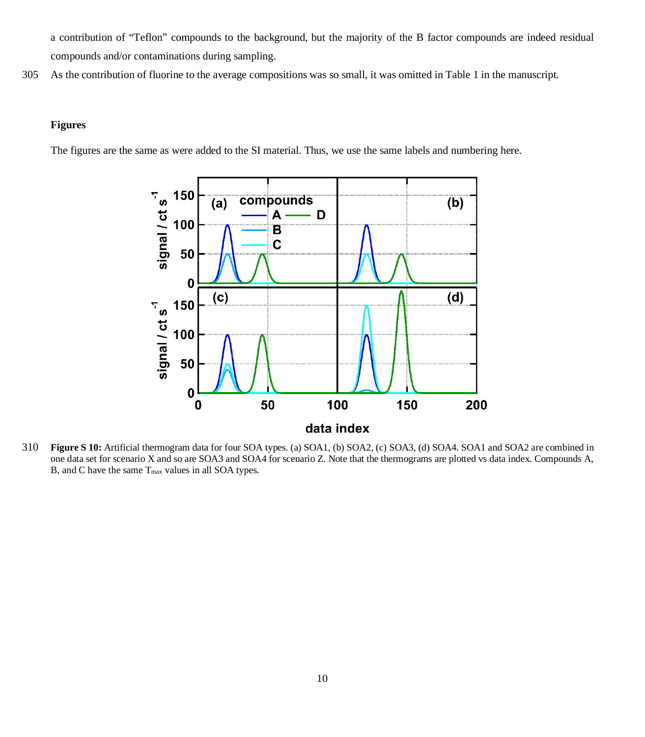a contribution of "Teflon" compounds to the background, but the majority of the B factor compounds are indeed residual compounds and/or contaminations during sampling.

As the contribution of fluorine to the average compositions was so small, it was omitted in Table 1 in the manuscript.

## Figures

The figures are the same as were added to the SI material. Thus, we use the same labels and numbering here.

**Figure S 10:** Artificial thermogram data for four SOA types. (a) SOA1, (b) SOA2, (c) SOA3, (d) SOA4. SOA1 and SOA2 are combined in one data set for scenario X and so are SOA3 and SOA4 for scenario Z. Note that the thermograms are plotted vs data index. Compounds A, B, and C have the same $T_{max}$ values in all SOA types.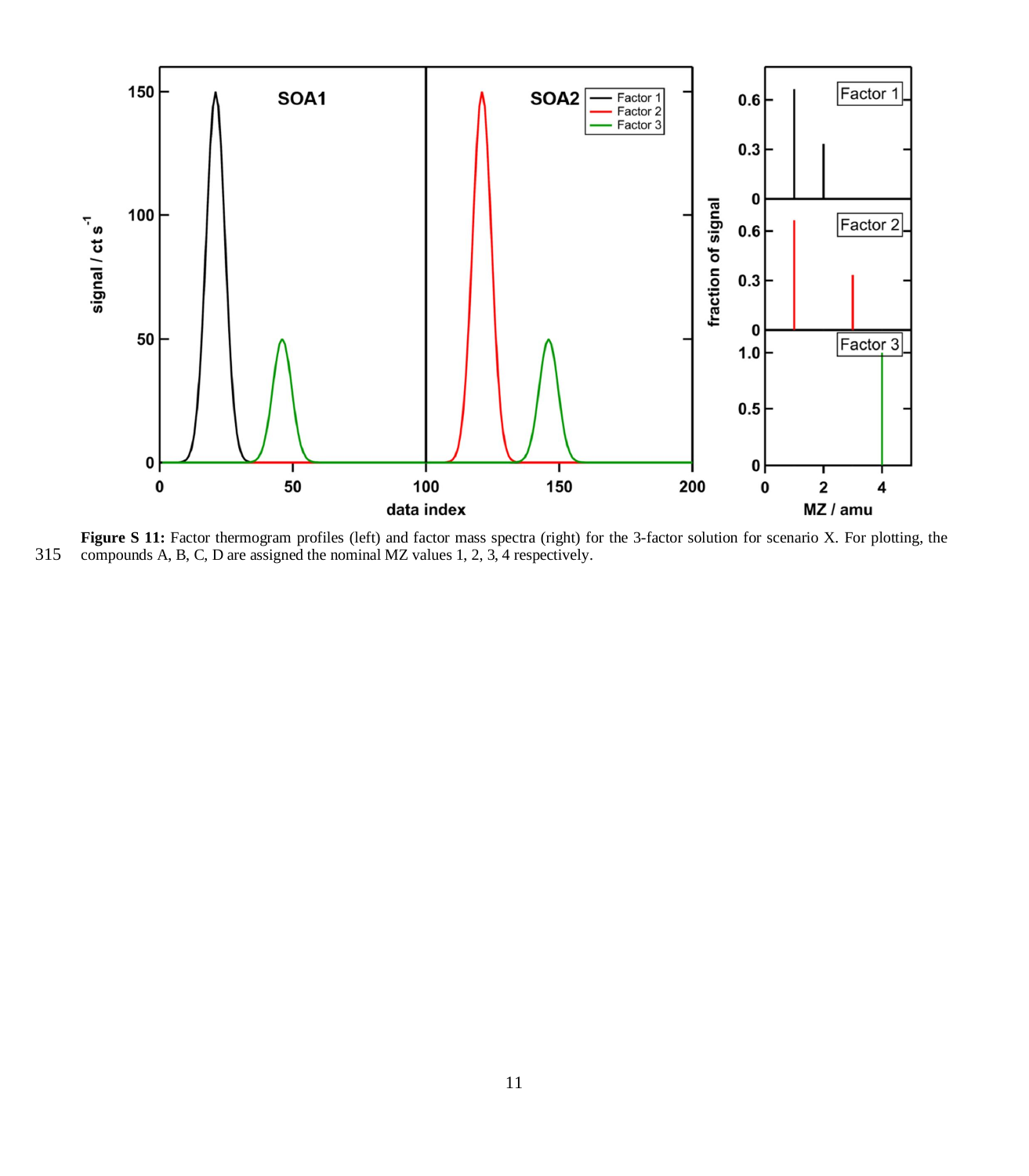**Figure S 11:** Factor thermogram profiles (left) and factor mass spectra (right) for the 3-factor solution for scenario X. For plotting, the compounds A, B, C, D are assigned the nominal MZ values 1, 2, 3, 4 respectively.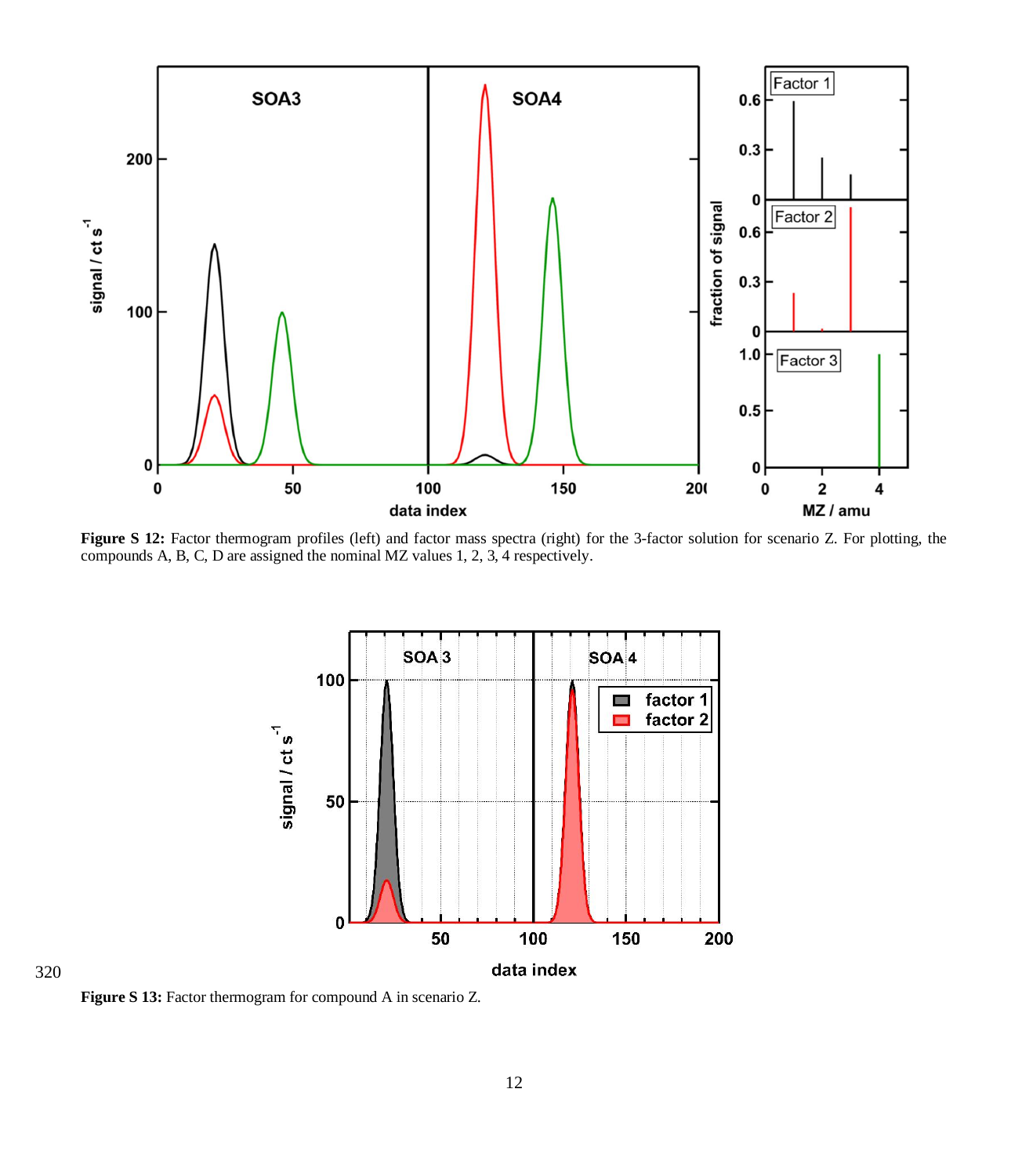**Figure S 12:** Factor thermogram profiles (left) and factor mass spectra (right) for the 3-factor solution for scenario Z. For plotting, the compounds A, B, C, D are assigned the nominal MZ values 1, 2, 3, 4 respectively.

**Figure S 13:** Factor thermogram for compound A in scenario Z.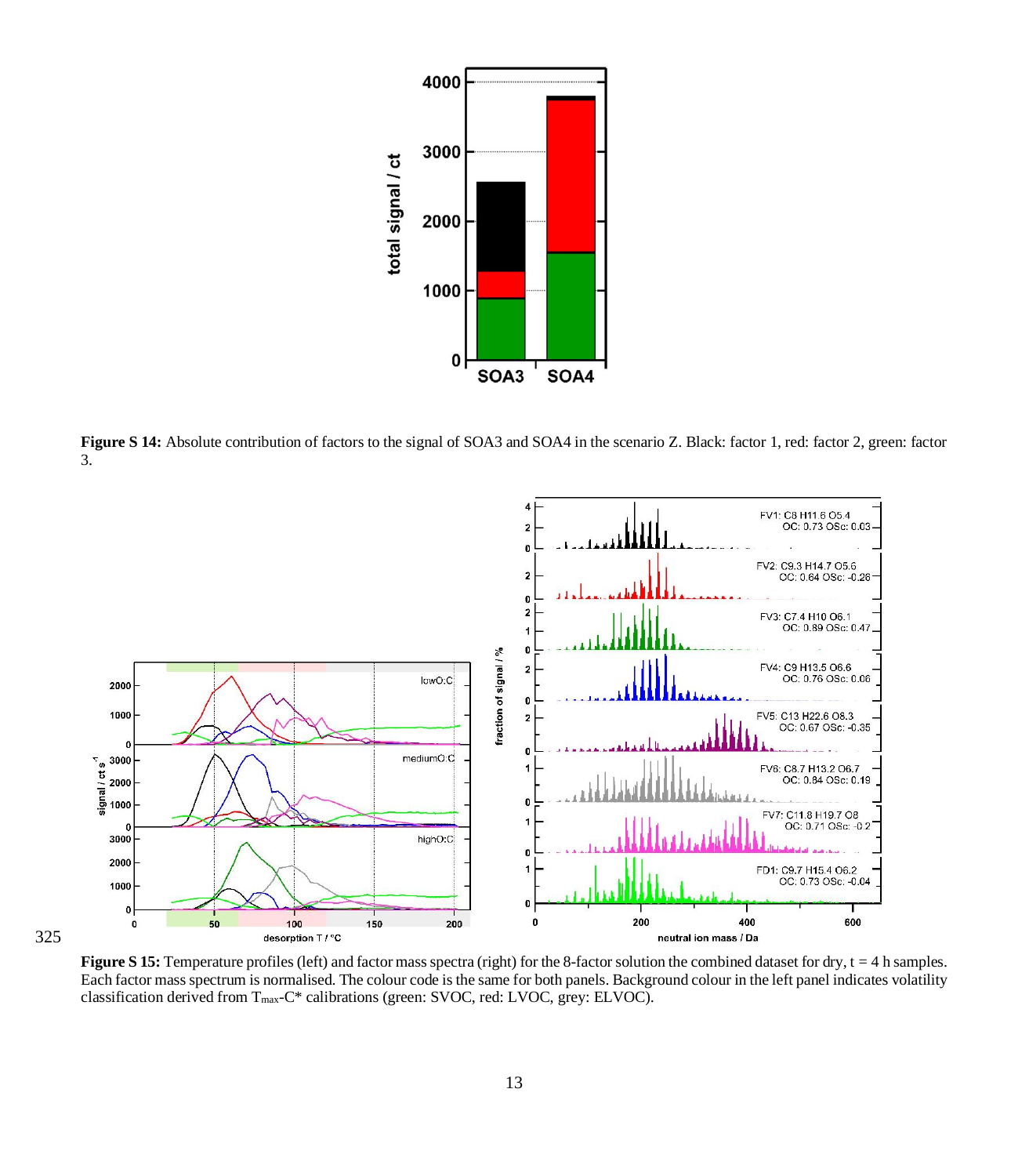**Figure S 14:** Absolute contribution of factors to the signal of SOA3 and SOA4 in the scenario Z. Black: factor 1, red: factor 2, green: factor 3.

**Figure S 15:** Temperature profiles (left) and factor mass spectra (right) for the 8-factor solution the combined dataset for dry, t = 4 h samples. Each factor mass spectrum is normalised. The colour code is the same for both panels. Background colour in the left panel indicates volatility classification derived from $T_{max}$-$C^*$ calibrations (green: SVOC, red: LVOC, grey: ELVOC).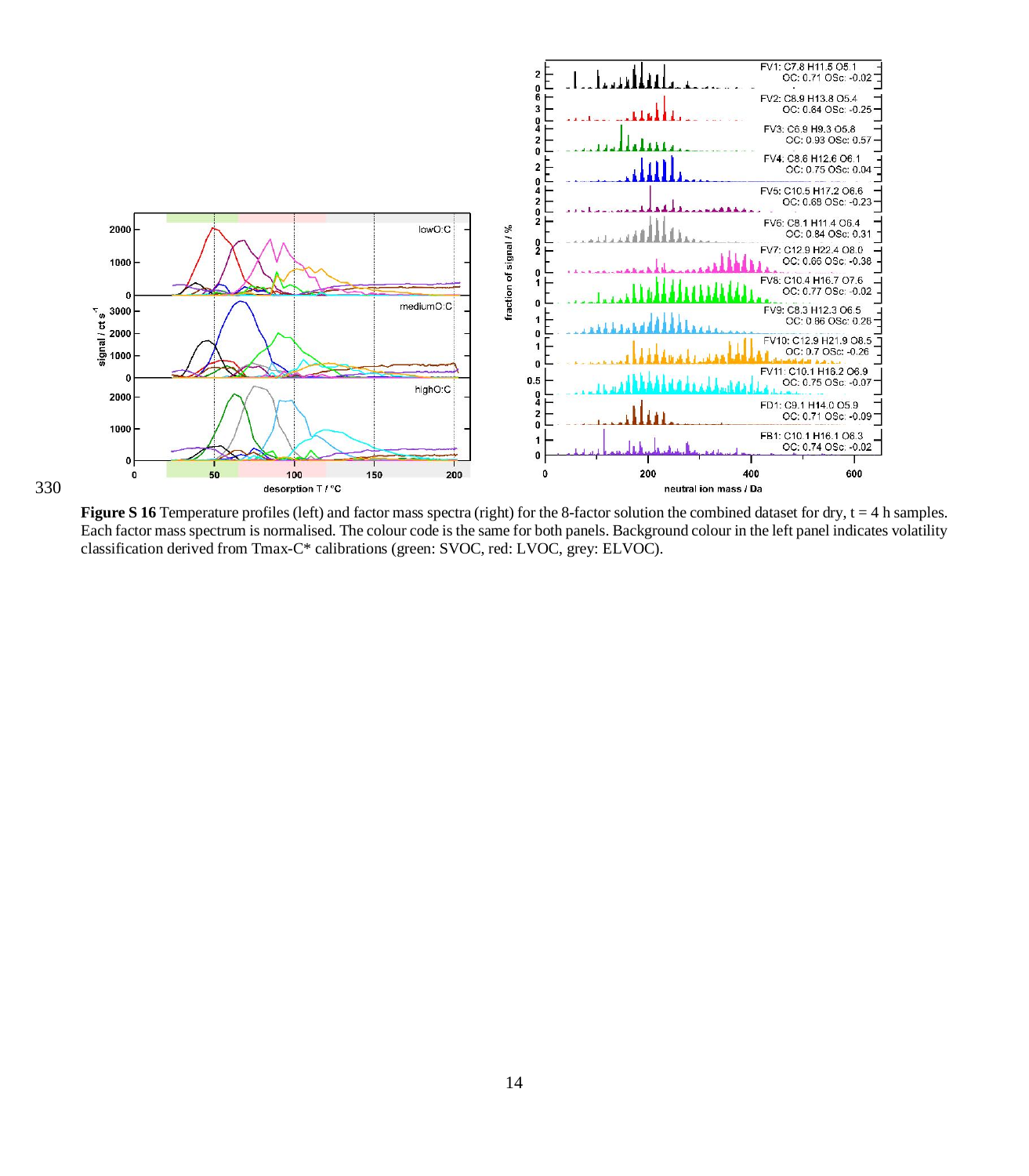**Figure S 16** Temperature profiles (left) and factor mass spectra (right) for the 8-factor solution the combined dataset for dry, t = 4 h samples. Each factor mass spectrum is normalised. The colour code is the same for both panels. Background colour in the left panel indicates volatility classification derived from Tmax-C* calibrations (green: SVOC, red: LVOC, grey: ELVOC).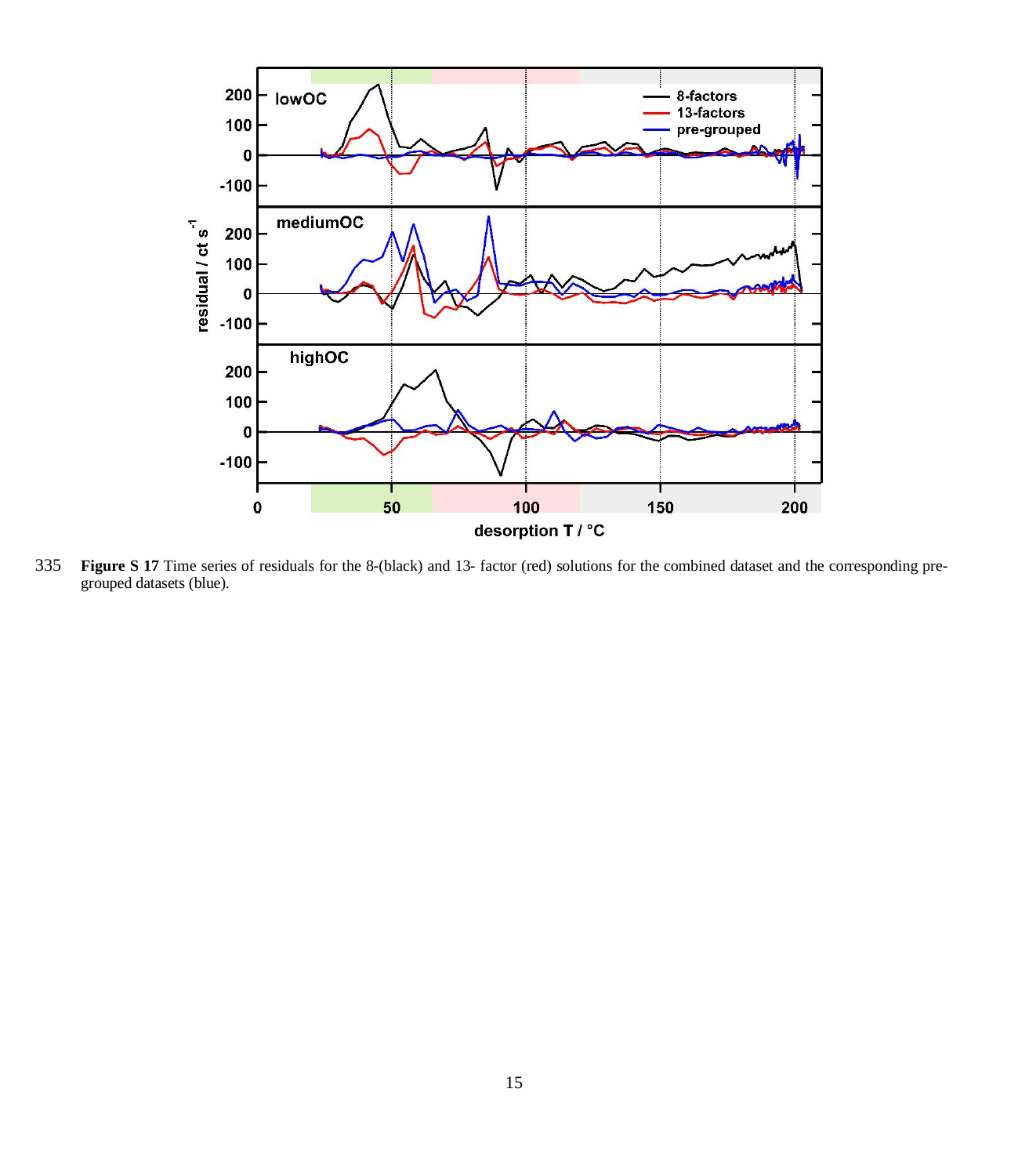**Figure S 17** Time series of residuals for the 8-(black) and 13- factor (red) solutions for the combined dataset and the corresponding pre-grouped datasets (blue).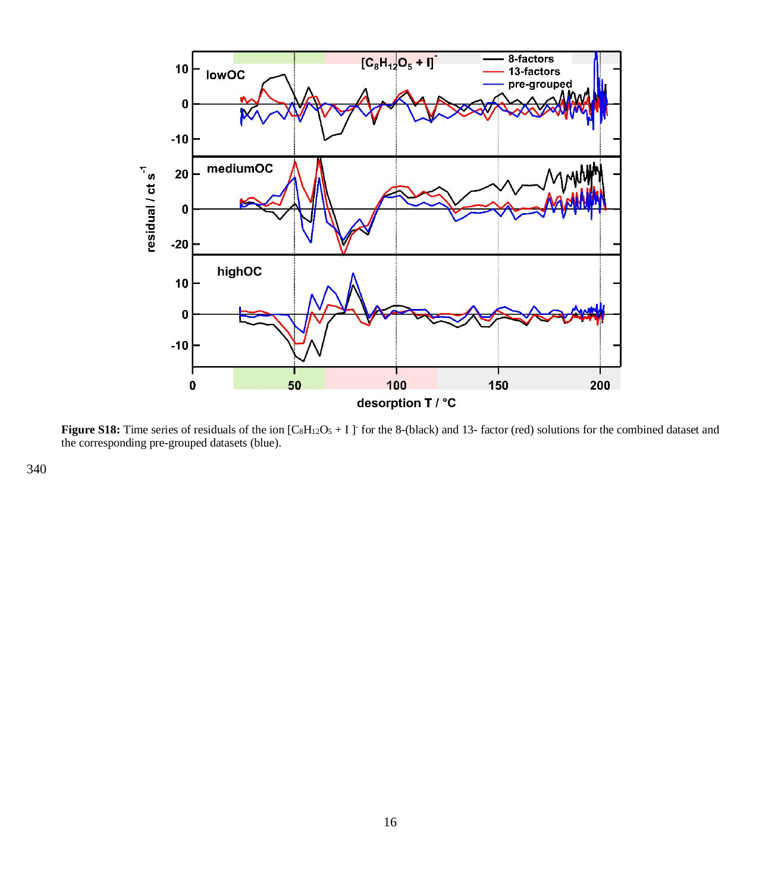**Figure S18:** Time series of residuals of the ion $[C_8H_{12}O_5 + I]^-$ for the 8-(black) and 13- factor (red) solutions for the combined dataset and the corresponding pre-grouped datasets (blue).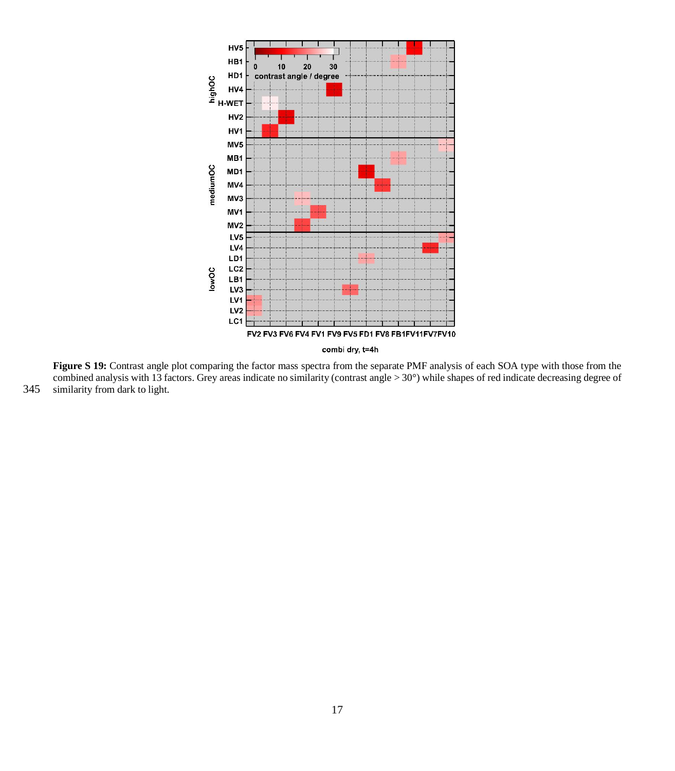**Figure S 19:** Contrast angle plot comparing the factor mass spectra from the separate PMF analysis of each SOA type with those from the combined analysis with 13 factors. Grey areas indicate no similarity (contrast angle > 30°) while shapes of red indicate decreasing degree of similarity from dark to light.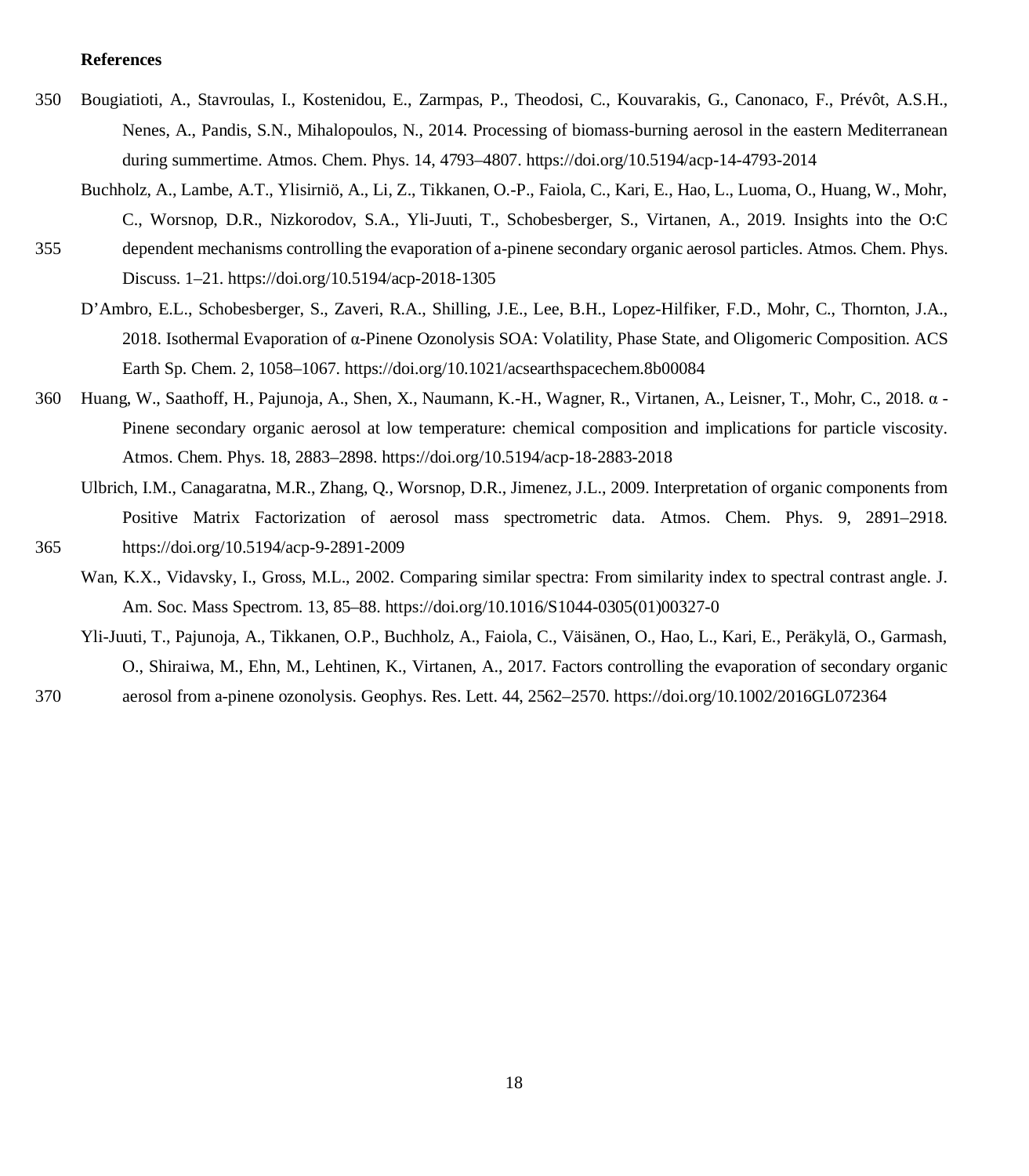**References**

Bougiatioti, A., Stavroulas, I., Kostenidou, E., Zarmpas, P., Theodosi, C., Kouvarakis, G., Canonaco, F., Prévôt, A.S.H., Nenes, A., Pandis, S.N., Mihalopoulos, N., 2014. Processing of biomass-burning aerosol in the eastern Mediterranean during summertime. Atmos. Chem. Phys. 14, 4793–4807. https://doi.org/10.5194/acp-14-4793-2014

Buchholz, A., Lambe, A.T., Ylisirniö, A., Li, Z., Tikkanen, O.-P., Faiola, C., Kari, E., Hao, L., Luoma, O., Huang, W., Mohr, C., Worsnop, D.R., Nizkorodov, S.A., Yli-Juuti, T., Schobesberger, S., Virtanen, A., 2019. Insights into the O:C dependent mechanisms controlling the evaporation of a-pinene secondary organic aerosol particles. Atmos. Chem. Phys. Discuss. 1–21. https://doi.org/10.5194/acp-2018-1305

D'Ambro, E.L., Schobesberger, S., Zaveri, R.A., Shilling, J.E., Lee, B.H., Lopez-Hilfiker, F.D., Mohr, C., Thornton, J.A., 2018. Isothermal Evaporation of α-Pinene Ozonolysis SOA: Volatility, Phase State, and Oligomeric Composition. ACS Earth Sp. Chem. 2, 1058–1067. https://doi.org/10.1021/acsearthspacechem.8b00084

Huang, W., Saathoff, H., Pajunoja, A., Shen, X., Naumann, K.-H., Wagner, R., Virtanen, A., Leisner, T., Mohr, C., 2018. α - Pinene secondary organic aerosol at low temperature: chemical composition and implications for particle viscosity. Atmos. Chem. Phys. 18, 2883–2898. https://doi.org/10.5194/acp-18-2883-2018

Ulbrich, I.M., Canagaratna, M.R., Zhang, Q., Worsnop, D.R., Jimenez, J.L., 2009. Interpretation of organic components from Positive Matrix Factorization of aerosol mass spectrometric data. Atmos. Chem. Phys. 9, 2891–2918. https://doi.org/10.5194/acp-9-2891-2009

Wan, K.X., Vidavsky, I., Gross, M.L., 2002. Comparing similar spectra: From similarity index to spectral contrast angle. J. Am. Soc. Mass Spectrom. 13, 85–88. https://doi.org/10.1016/S1044-0305(01)00327-0

Yli-Juuti, T., Pajunoja, A., Tikkanen, O.P., Buchholz, A., Faiola, C., Väisänen, O., Hao, L., Kari, E., Peräkylä, O., Garmash, O., Shiraiwa, M., Ehn, M., Lehtinen, K., Virtanen, A., 2017. Factors controlling the evaporation of secondary organic aerosol from a-pinene ozonolysis. Geophys. Res. Lett. 44, 2562–2570. https://doi.org/10.1002/2016GL072364